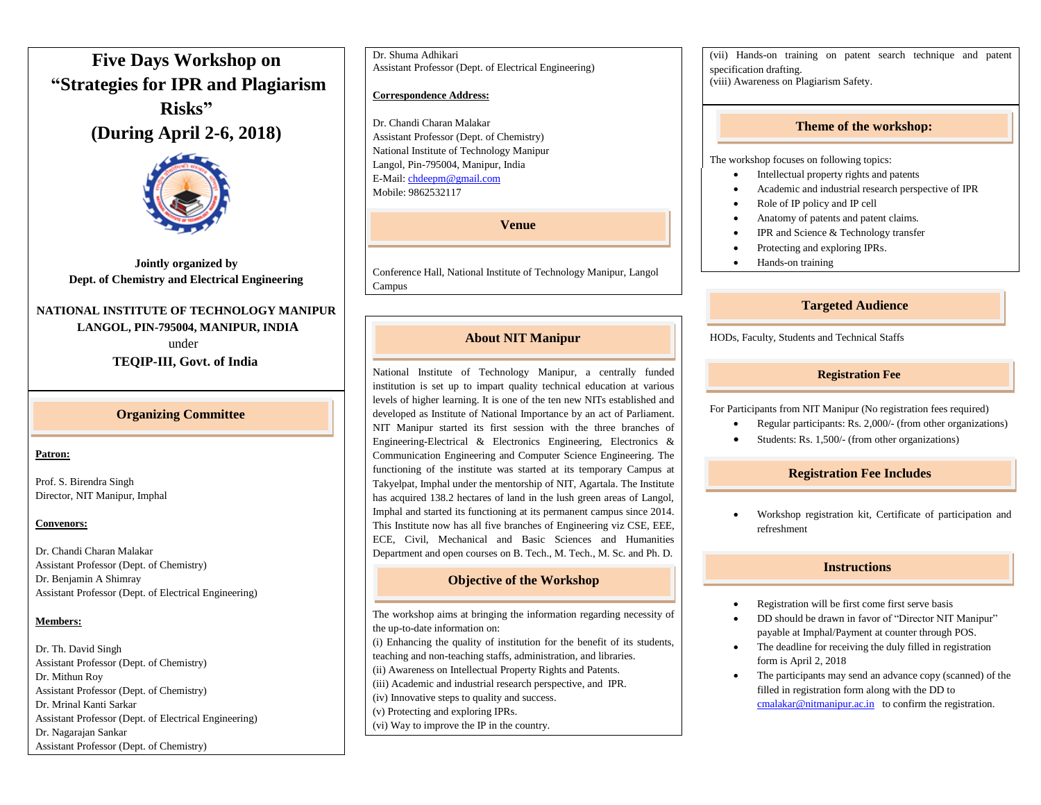# Five Days Workshop on "Strategies for IPR and Plagiarism Risks"
# (During April 2-6, 2018)

**Jointly organized by**
**Dept. of Chemistry and Electrical Engineering**

**NATIONAL INSTITUTE OF TECHNOLOGY MANIPUR**
**LANGOL, PIN-795004, MANIPUR, INDIA**
under
**TEQIP-III, Govt. of India**

## Organizing Committee

**Patron:**

Prof. S. Birendra Singh
Director, NIT Manipur, Imphal

**Convenors:**

Dr. Chandi Charan Malakar
Assistant Professor (Dept. of Chemistry)
Dr. Benjamin A Shimray
Assistant Professor (Dept. of Electrical Engineering)

**Members:**

Dr. Th. David Singh
Assistant Professor (Dept. of Chemistry)
Dr. Mithun Roy
Assistant Professor (Dept. of Chemistry)
Dr. Mrinal Kanti Sarkar
Assistant Professor (Dept. of Electrical Engineering)
Dr. Nagarajan Sankar
Assistant Professor (Dept. of Chemistry)
Dr. Shuma Adhikari
Assistant Professor (Dept. of Electrical Engineering)

**Correspondence Address:**

Dr. Chandi Charan Malakar
Assistant Professor (Dept. of Chemistry)
National Institute of Technology Manipur
Langol, Pin-795004, Manipur, India
E-Mail: chdeepm@gmail.com
Mobile: 9862532117

## Venue

Conference Hall, National Institute of Technology Manipur, Langol Campus

## About NIT Manipur

National Institute of Technology Manipur, a centrally funded institution is set up to impart quality technical education at various levels of higher learning. It is one of the ten new NITs established and developed as Institute of National Importance by an act of Parliament. NIT Manipur started its first session with the three branches of Engineering-Electrical & Electronics Engineering, Electronics & Communication Engineering and Computer Science Engineering. The functioning of the institute was started at its temporary Campus at Takyelpat, Imphal under the mentorship of NIT, Agartala. The Institute has acquired 138.2 hectares of land in the lush green areas of Langol, Imphal and started its functioning at its permanent campus since 2014. This Institute now has all five branches of Engineering viz CSE, EEE, ECE, Civil, Mechanical and Basic Sciences and Humanities Department and open courses on B. Tech., M. Tech., M. Sc. and Ph. D.

## Objective of the Workshop

The workshop aims at bringing the information regarding necessity of the up-to-date information on:
(i) Enhancing the quality of institution for the benefit of its students, teaching and non-teaching staffs, administration, and libraries.
(ii) Awareness on Intellectual Property Rights and Patents.
(iii) Academic and industrial research perspective, and IPR.
(iv) Innovative steps to quality and success.
(v) Protecting and exploring IPRs.
(vi) Way to improve the IP in the country.
(vii) Hands-on training on patent search technique and patent specification drafting.
(viii) Awareness on Plagiarism Safety.

## Theme of the workshop:

The workshop focuses on following topics:

- Intellectual property rights and patents
- Academic and industrial research perspective of IPR
- Role of IP policy and IP cell
- Anatomy of patents and patent claims.
- IPR and Science & Technology transfer
- Protecting and exploring IPRs.
- Hands-on training

## Targeted Audience

HODs, Faculty, Students and Technical Staffs

## Registration Fee

For Participants from NIT Manipur (No registration fees required)

- Regular participants: Rs. 2,000/- (from other organizations)
- Students: Rs. 1,500/- (from other organizations)

## Registration Fee Includes

- Workshop registration kit, Certificate of participation and refreshment

## Instructions

- Registration will be first come first serve basis
- DD should be drawn in favor of "Director NIT Manipur" payable at Imphal/Payment at counter through POS.
- The deadline for receiving the duly filled in registration form is April 2, 2018
- The participants may send an advance copy (scanned) of the filled in registration form along with the DD to cmalakar@nitmanipur.ac.in to confirm the registration.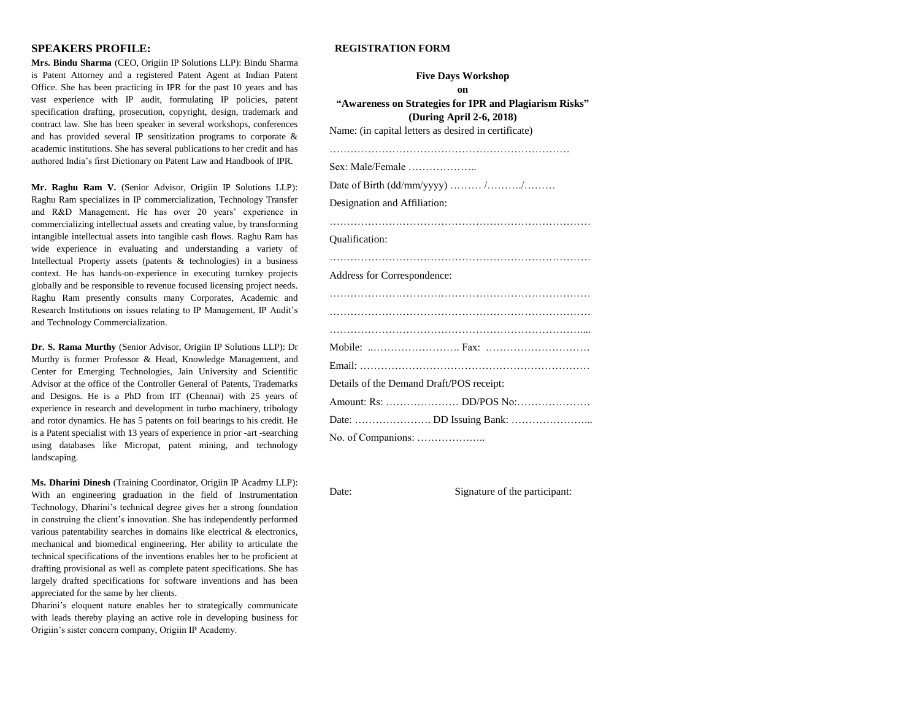## SPEAKERS PROFILE:

**Mrs. Bindu Sharma** (CEO, Origiin IP Solutions LLP): Bindu Sharma is Patent Attorney and a registered Patent Agent at Indian Patent Office. She has been practicing in IPR for the past 10 years and has vast experience with IP audit, formulating IP policies, patent specification drafting, prosecution, copyright, design, trademark and contract law. She has been speaker in several workshops, conferences and has provided several IP sensitization programs to corporate & academic institutions. She has several publications to her credit and has authored India's first Dictionary on Patent Law and Handbook of IPR.

**Mr. Raghu Ram V.** (Senior Advisor, Origiin IP Solutions LLP): Raghu Ram specializes in IP commercialization, Technology Transfer and R&D Management. He has over 20 years' experience in commercializing intellectual assets and creating value, by transforming intangible intellectual assets into tangible cash flows. Raghu Ram has wide experience in evaluating and understanding a variety of Intellectual Property assets (patents & technologies) in a business context. He has hands-on-experience in executing turnkey projects globally and be responsible to revenue focused licensing project needs. Raghu Ram presently consults many Corporates, Academic and Research Institutions on issues relating to IP Management, IP Audit's and Technology Commercialization.

**Dr. S. Rama Murthy** (Senior Advisor, Origiin IP Solutions LLP): Dr Murthy is former Professor & Head, Knowledge Management, and Center for Emerging Technologies, Jain University and Scientific Advisor at the office of the Controller General of Patents, Trademarks and Designs. He is a PhD from IIT (Chennai) with 25 years of experience in research and development in turbo machinery, tribology and rotor dynamics. He has 5 patents on foil bearings to his credit. He is a Patent specialist with 13 years of experience in prior -art -searching using databases like Micropat, patent mining, and technology landscaping.

**Ms. Dharini Dinesh** (Training Coordinator, Origiin IP Acadmy LLP): With an engineering graduation in the field of Instrumentation Technology, Dharini's technical degree gives her a strong foundation in construing the client's innovation. She has independently performed various patentability searches in domains like electrical & electronics, mechanical and biomedical engineering. Her ability to articulate the technical specifications of the inventions enables her to be proficient at drafting provisional as well as complete patent specifications. She has largely drafted specifications for software inventions and has been appreciated for the same by her clients.

Dharini's eloquent nature enables her to strategically communicate with leads thereby playing an active role in developing business for Origiin's sister concern company, Origiin IP Academy.

## REGISTRATION FORM

**Five Days Workshop**
**on**
**"Awareness on Strategies for IPR and Plagiarism Risks"**
**(During April 2-6, 2018)**

Name: (in capital letters as desired in certificate)

……………………………………………………………

Sex: Male/Female ………………..

Date of Birth (dd/mm/yyyy) ……… /………./………

Designation and Affiliation:

…………………………………………………………………

Qualification:

…………………………………………………………………

Address for Correspondence:

…………………………………………………………………

…………………………………………………………………

………………………………………………………………....

Mobile: ..……………………. Fax: …………………………

Email: …………………………………………………………

Details of the Demand Draft/POS receipt:

Amount: Rs: ………………… DD/POS No:…………………

Date: …………………. DD Issuing Bank: …………………...

No. of Companions: ………………..

Date: Signature of the participant: